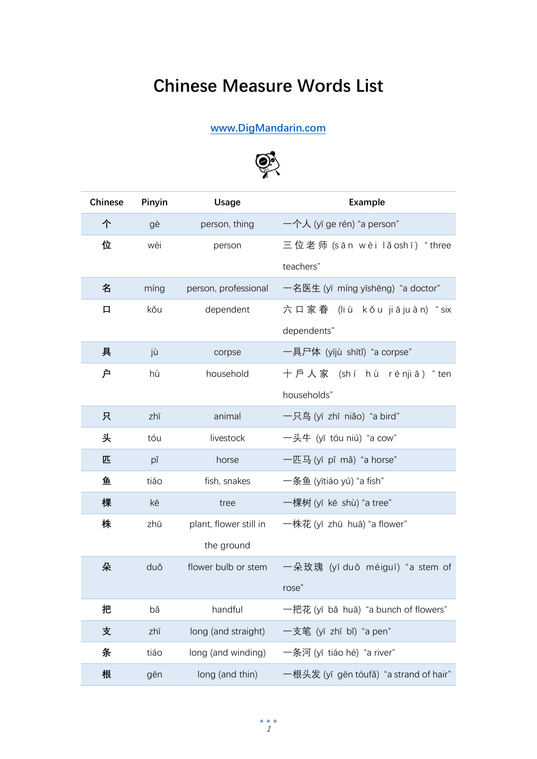# Chinese Measure Words List

www.DigMandarin.com

| Chinese | Pinyin | Usage | Example |
|---|---|---|---|
| 个 | gè | person, thing | 一个人 (yī ge rén) "a person" |
| 位 | wèi | person | 三位老师 (sān wèi lǎoshī) "three teachers" |
| 名 | míng | person, professional | 一名医生 (yī míng yīshēng) "a doctor" |
| 口 | kǒu | dependent | 六口家眷 (liù kǒu jiājuàn) "six dependents" |
| 具 | jù | corpse | 一具尸体 (yījù shītǐ) "a corpse" |
| 户 | hù | household | 十戶人家 (shí hù rénjiā) "ten households" |
| 只 | zhī | animal | 一只鸟 (yī zhī niǎo) "a bird" |
| 头 | tóu | livestock | 一头牛 (yī tóu niú) "a cow" |
| 匹 | pǐ | horse | 一匹马 (yī pǐ mǎ) "a horse" |
| 鱼 | tiáo | fish, snakes | 一条鱼 (yītiáo yú) "a fish" |
| 棵 | kē | tree | 一棵树 (yī kē shù) "a tree" |
| 株 | zhū | plant, flower still in the ground | 一株花 (yī zhū huā) "a flower" |
| 朵 | duǒ | flower bulb or stem | 一朵玫瑰 (yī duǒ méiguī) "a stem of rose" |
| 把 | bǎ | handful | 一把花 (yī bǎ huā) "a bunch of flowers" |
| 支 | zhī | long (and straight) | 一支笔 (yī zhī bǐ) "a pen" |
| 条 | tiáo | long (and winding) | 一条河 (yī tiáo hé) "a river" |
| 根 | gēn | long (and thin) | 一根头发 (yī gēn tóufǎ) "a strand of hair" |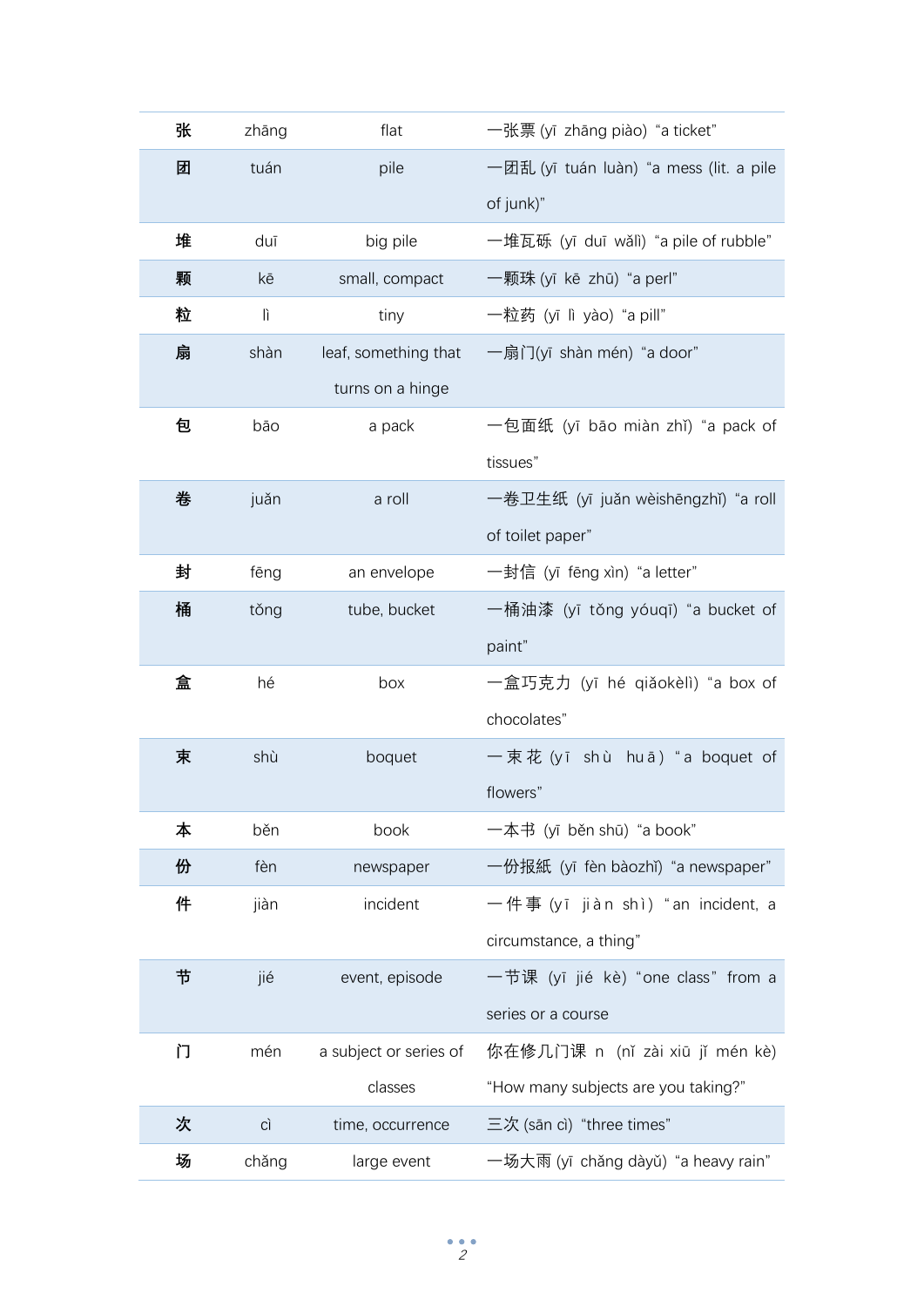| 张 | zhāng | flat | 一张票 (yī zhāng piào) “a ticket” |
| --- | --- | --- | --- |
| 团 | tuán | pile | 一团乱 (yī tuán luàn) “a mess (lit. a pile of junk)” |
| 堆 | duī | big pile | 一堆瓦砾 (yī duī wǎlì) “a pile of rubble” |
| 颗 | kē | small, compact | 一颗珠 (yī kē zhū) “a perl” |
| 粒 | lì | tiny | 一粒药 (yī lì yào) “a pill” |
| 扇 | shàn | leaf, something that turns on a hinge | 一扇门(yī shàn mén) “a door” |
| 包 | bāo | a pack | 一包面纸 (yī bāo miàn zhǐ) “a pack of tissues” |
| 卷 | juǎn | a roll | 一卷卫生纸 (yī juǎn wèishēngzhǐ) “a roll of toilet paper” |
| 封 | fēng | an envelope | 一封信 (yī fēng xìn) “a letter” |
| 桶 | tǒng | tube, bucket | 一桶油漆 (yī tǒng yóuqī) “a bucket of paint” |
| 盒 | hé | box | 一盒巧克力 (yī hé qiǎokèlì) “a box of chocolates” |
| 束 | shù | boquet | 一束花 (yī shù huā) “a boquet of flowers” |
| 本 | běn | book | 一本书 (yī běn shū) “a book” |
| 份 | fèn | newspaper | 一份报纸 (yī fèn bàozhǐ) “a newspaper” |
| 件 | jiàn | incident | 一件事 (yī jiàn shì) “an incident, a circumstance, a thing” |
| 节 | jié | event, episode | 一节课 (yī jié kè) “one class” from a series or a course |
| 门 | mén | a subject or series of classes | 你在修几门课 n (nǐ zài xiū jǐ mén kè) “How many subjects are you taking?” |
| 次 | cì | time, occurrence | 三次 (sān cì) “three times” |
| 场 | chǎng | large event | 一场大雨 (yī chǎng dàyǔ) “a heavy rain” |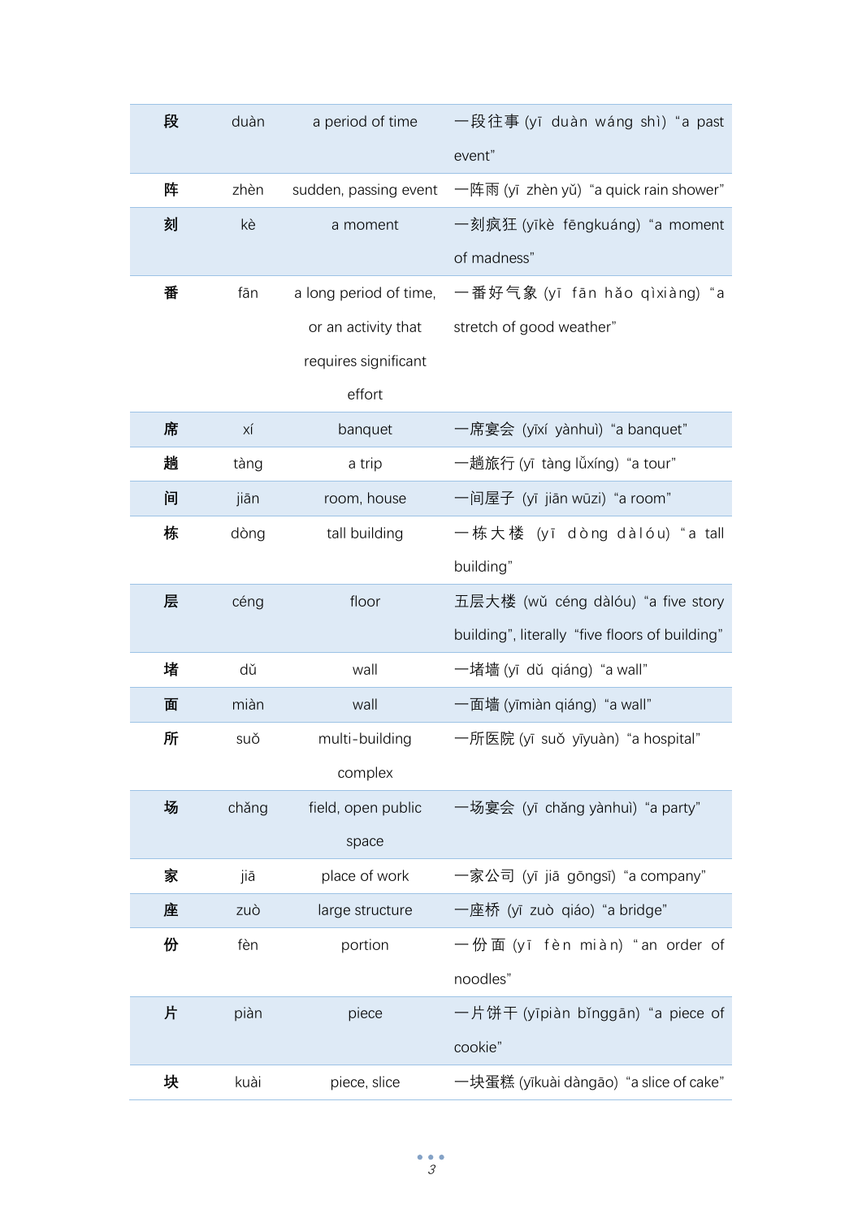| | | | |
|---|---|---|---|
| **段** | duàn | a period of time | 一段往事 (yī duàn wáng shì) "a past event" |
| **阵** | zhèn | sudden, passing event | 一阵雨 (yī zhèn yǔ) "a quick rain shower" |
| **刻** | kè | a moment | 一刻疯狂 (yīkè fēngkuáng) "a moment of madness" |
| **番** | fān | a long period of time, or an activity that requires significant effort | 一番好气象 (yī fān hǎo qìxiàng) "a stretch of good weather" |
| **席** | xí | banquet | 一席宴会 (yīxí yànhuì) "a banquet" |
| **趟** | tàng | a trip | 一趟旅行 (yī tàng lǚxíng) "a tour" |
| **间** | jiān | room, house | 一间屋子 (yī jiān wūzi) "a room" |
| **栋** | dòng | tall building | 一栋大楼 (yī dòng dàlóu) "a tall building" |
| **层** | céng | floor | 五层大楼 (wǔ céng dàlóu) "a five story building", literally "five floors of building" |
| **堵** | dǔ | wall | 一堵墙 (yī dǔ qiáng) "a wall" |
| **面** | miàn | wall | 一面墙 (yīmiàn qiáng) "a wall" |
| **所** | suǒ | multi-building complex | 一所医院 (yī suǒ yīyuàn) "a hospital" |
| **场** | chǎng | field, open public space | 一场宴会 (yī chǎng yànhuì) "a party" |
| **家** | jiā | place of work | 一家公司 (yī jiā gōngsī) "a company" |
| **座** | zuò | large structure | 一座桥 (yī zuò qiáo) "a bridge" |
| **份** | fèn | portion | 一份面 (yī fèn miàn) "an order of noodles" |
| **片** | piàn | piece | 一片饼干 (yīpiàn bǐnggān) "a piece of cookie" |
| **块** | kuài | piece, slice | 一块蛋糕 (yīkuài dàngāo) "a slice of cake" |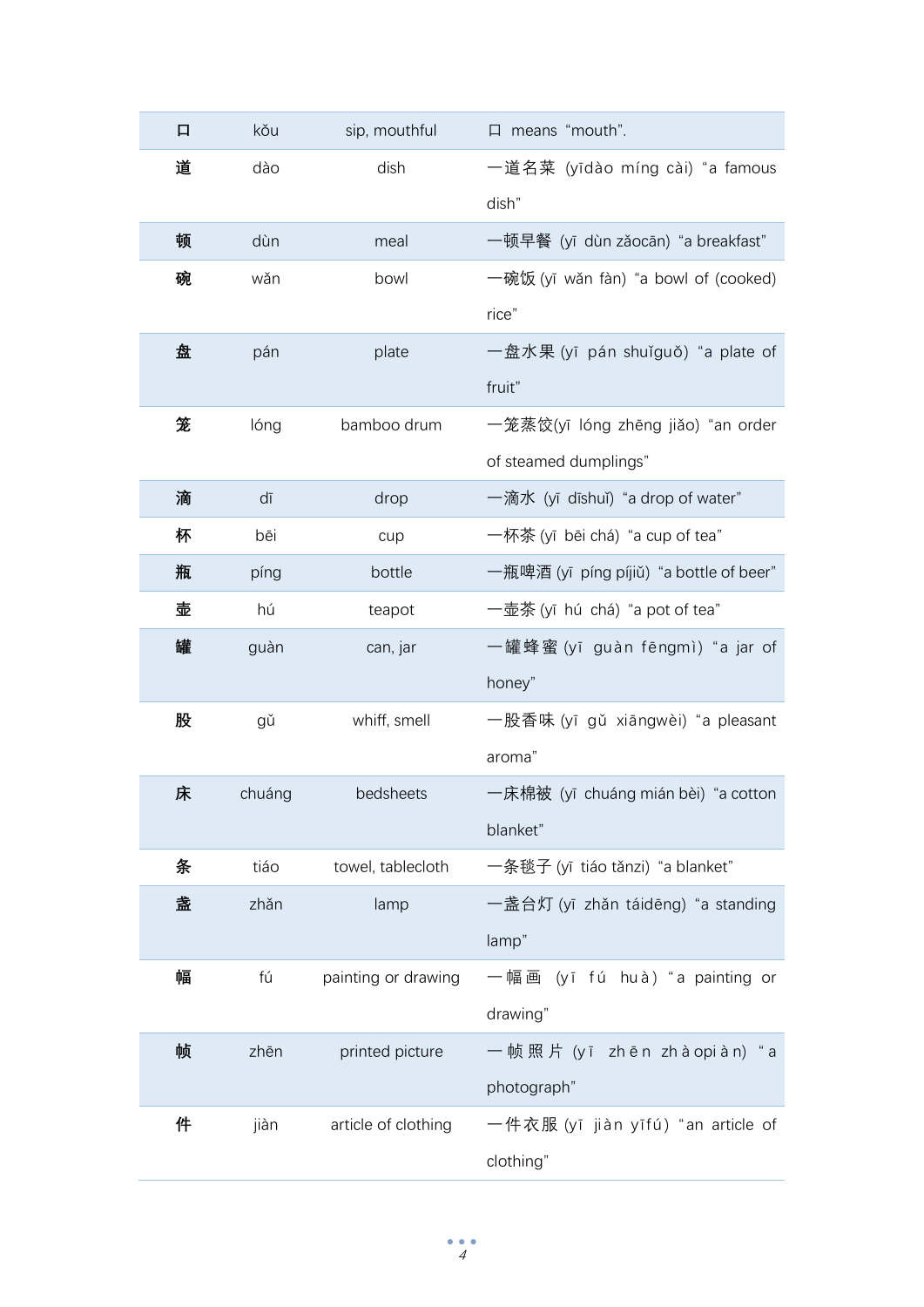| 口 | kǒu | sip, mouthful | 口 means “mouth”. |
|---|---|---|---|
| 道 | dào | dish | 一道名菜 (yīdào míng cài) “a famous dish” |
| 顿 | dùn | meal | 一顿早餐 (yī dùn zǎocān) “a breakfast” |
| 碗 | wǎn | bowl | 一碗饭 (yī wǎn fàn) “a bowl of (cooked) rice” |
| 盘 | pán | plate | 一盘水果 (yī pán shuǐguǒ) “a plate of fruit” |
| 笼 | lóng | bamboo drum | 一笼蒸饺(yī lóng zhēng jiǎo) “an order of steamed dumplings” |
| 滴 | dī | drop | 一滴水 (yī dīshuǐ) “a drop of water” |
| 杯 | bēi | cup | 一杯茶 (yī bēi chá) “a cup of tea” |
| 瓶 | píng | bottle | 一瓶啤酒 (yī píng píjiǔ) “a bottle of beer” |
| 壶 | hú | teapot | 一壶茶 (yī hú chá) “a pot of tea” |
| 罐 | guàn | can, jar | 一罐蜂蜜 (yī guàn fēngmì) “a jar of honey” |
| 股 | gǔ | whiff, smell | 一股香味 (yī gǔ xiāngwèi) “a pleasant aroma” |
| 床 | chuáng | bedsheets | 一床棉被 (yī chuáng mián bèi) “a cotton blanket” |
| 条 | tiáo | towel, tablecloth | 一条毯子 (yī tiáo tǎnzi) “a blanket” |
| 盏 | zhǎn | lamp | 一盏台灯 (yī zhǎn táidēng) “a standing lamp” |
| 幅 | fú | painting or drawing | 一幅画 (yī fú huà) “a painting or drawing” |
| 帧 | zhēn | printed picture | 一帧照片 (yī zhēn zhàopiàn) “a photograph” |
| 件 | jiàn | article of clothing | 一件衣服 (yī jiàn yīfú) “an article of clothing” |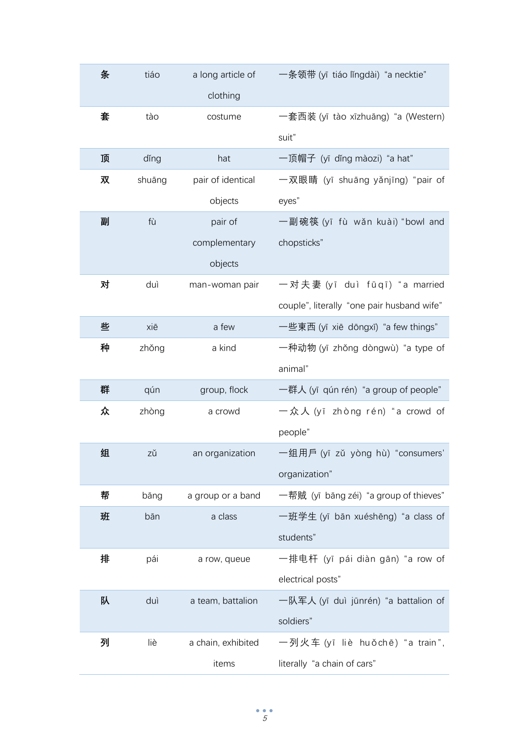| | | | |
|---|---|---|---|
| 条 | tiáo | a long article of clothing | 一条领带 (yī tiáo lǐngdài) "a necktie" |
| 套 | tào | costume | 一套西装 (yī tào xīzhuāng) "a (Western) suit" |
| 顶 | dǐng | hat | 一顶帽子 (yī dǐng màozi) "a hat" |
| 双 | shuāng | pair of identical objects | 一双眼睛 (yī shuāng yǎnjīng) "pair of eyes" |
| 副 | fù | pair of complementary objects | 一副碗筷 (yī fù wǎn kuài) "bowl and chopsticks" |
| 对 | duì | man-woman pair | 一对夫妻 (yī duì fūqī) "a married couple", literally "one pair husband wife" |
| 些 | xiē | a few | 一些東西 (yī xiē dōngxī) "a few things" |
| 种 | zhǒng | a kind | 一种动物 (yī zhǒng dòngwù) "a type of animal" |
| 群 | qún | group, flock | 一群人 (yī qún rén) "a group of people" |
| 众 | zhòng | a crowd | 一众人 (yī zhòng rén) "a crowd of people" |
| 组 | zǔ | an organization | 一组用戶 (yī zǔ yòng hù) "consumers' organization" |
| 帮 | bāng | a group or a band | 一帮贼 (yī bāng zéi) "a group of thieves" |
| 班 | bān | a class | 一班学生 (yī bān xuéshēng) "a class of students" |
| 排 | pái | a row, queue | 一排电杆 (yī pái diàn gān) "a row of electrical posts" |
| 队 | duì | a team, battalion | 一队军人 (yī duì jūnrén) "a battalion of soldiers" |
| 列 | liè | a chain, exhibited items | 一列火车 (yī liè huǒchē) "a train", literally "a chain of cars" |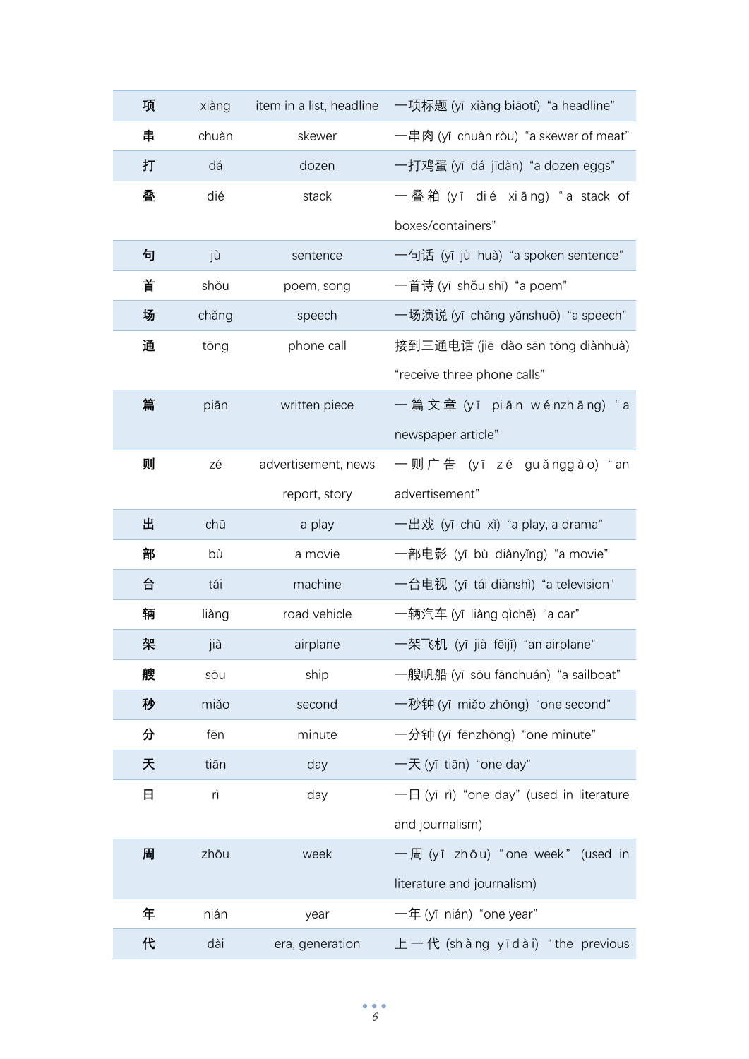| | | | |
|---|---|---|---|
| **项** | xiàng | item in a list, headline | 一项标题 (yī xiàng biāotí) "a headline" |
| **串** | chuàn | skewer | 一串肉 (yī chuàn ròu) "a skewer of meat" |
| **打** | dá | dozen | 一打鸡蛋 (yī dá jīdàn) "a dozen eggs" |
| **叠** | dié | stack | 一叠箱 (yī dié xiāng) "a stack of boxes/containers" |
| **句** | jù | sentence | 一句话 (yī jù huà) "a spoken sentence" |
| **首** | shǒu | poem, song | 一首诗 (yī shǒu shī) "a poem" |
| **场** | chǎng | speech | 一场演说 (yī chǎng yǎnshuō) "a speech" |
| **通** | tōng | phone call | 接到三通电话 (jiē dào sān tōng diànhuà) "receive three phone calls" |
| **篇** | piān | written piece | 一篇文章 (yī piān wénzhāng) "a newspaper article" |
| **则** | zé | advertisement, news report, story | 一则广告 (yī zé guǎnggào) "an advertisement" |
| **出** | chū | a play | 一出戏 (yī chū xì) "a play, a drama" |
| **部** | bù | a movie | 一部电影 (yī bù diànyǐng) "a movie" |
| **台** | tái | machine | 一台电视 (yī tái diànshì) "a television" |
| **辆** | liàng | road vehicle | 一辆汽车 (yī liàng qìchē) "a car" |
| **架** | jià | airplane | 一架飞机 (yī jià fēijī) "an airplane" |
| **艘** | sōu | ship | 一艘帆船 (yī sōu fānchuán) "a sailboat" |
| **秒** | miǎo | second | 一秒钟 (yī miǎo zhōng) "one second" |
| **分** | fēn | minute | 一分钟 (yī fēnzhōng) "one minute" |
| **天** | tiān | day | 一天 (yī tiān) "one day" |
| **日** | rì | day | 一日 (yī rì) "one day" (used in literature and journalism) |
| **周** | zhōu | week | 一周 (yī zhōu) "one week" (used in literature and journalism) |
| **年** | nián | year | 一年 (yī nián) "one year" |
| **代** | dài | era, generation | 上一代 (shàng yīdài) "the previous |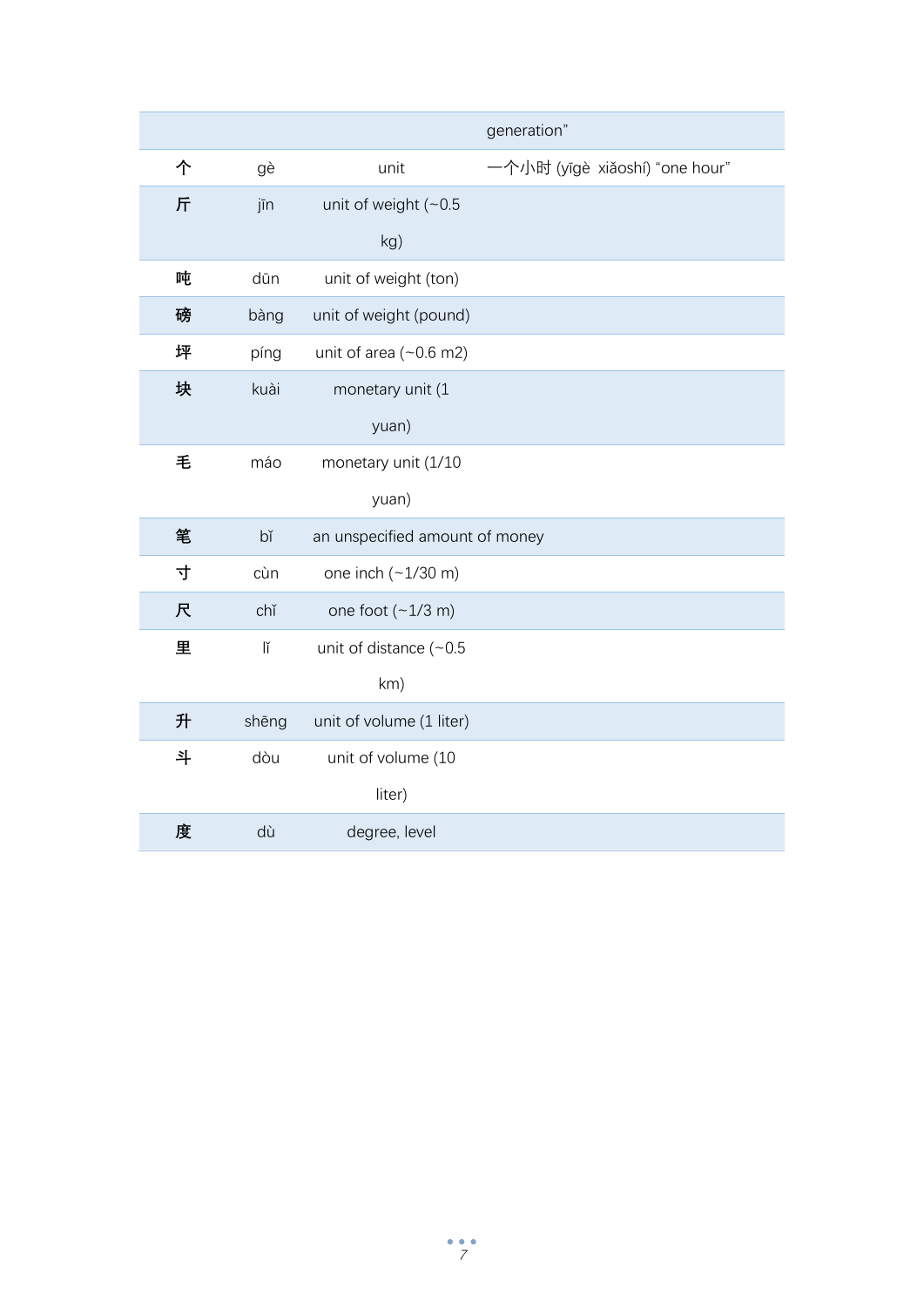| | | | |
|---|---|---|---|
| | | | generation" |
| 个 | gè | unit | 一个小时 (yīgè xiǎoshí) "one hour" |
| 斤 | jīn | unit of weight (~0.5 kg) | |
| 吨 | dūn | unit of weight (ton) | |
| 磅 | bàng | unit of weight (pound) | |
| 坪 | píng | unit of area (~0.6 m2) | |
| 块 | kuài | monetary unit (1 yuan) | |
| 毛 | máo | monetary unit (1/10 yuan) | |
| 笔 | bǐ | an unspecified amount of money | |
| 寸 | cùn | one inch (~1/30 m) | |
| 尺 | chǐ | one foot (~1/3 m) | |
| 里 | lǐ | unit of distance (~0.5 km) | |
| 升 | shēng | unit of volume (1 liter) | |
| 斗 | dòu | unit of volume (10 liter) | |
| 度 | dù | degree, level | |